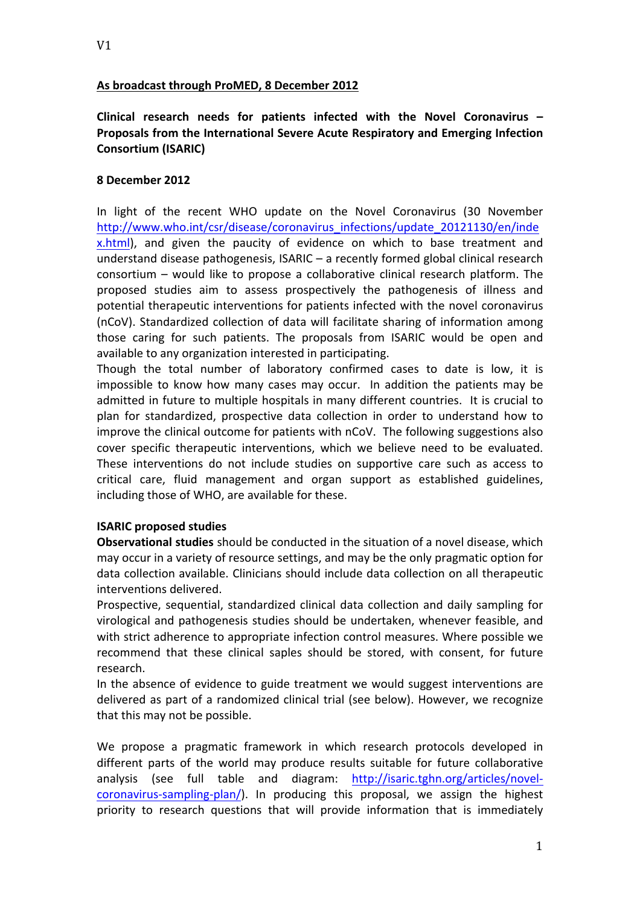V1

**As broadcast through ProMED, 8 December 2012**

**Clinical research needs for patients infected with the Novel Coronavirus – Proposals from the International Severe Acute Respiratory and Emerging Infection Consortium (ISARIC)**

**8 December 2012**

In light of the recent WHO update on the Novel Coronavirus (30 November http://www.who.int/csr/disease/coronavirus_infections/update_20121130/en/index.html), and given the paucity of evidence on which to base treatment and understand disease pathogenesis, ISARIC – a recently formed global clinical research consortium – would like to propose a collaborative clinical research platform. The proposed studies aim to assess prospectively the pathogenesis of illness and potential therapeutic interventions for patients infected with the novel coronavirus (nCoV). Standardized collection of data will facilitate sharing of information among those caring for such patients. The proposals from ISARIC would be open and available to any organization interested in participating.

Though the total number of laboratory confirmed cases to date is low, it is impossible to know how many cases may occur. In addition the patients may be admitted in future to multiple hospitals in many different countries. It is crucial to plan for standardized, prospective data collection in order to understand how to improve the clinical outcome for patients with nCoV. The following suggestions also cover specific therapeutic interventions, which we believe need to be evaluated. These interventions do not include studies on supportive care such as access to critical care, fluid management and organ support as established guidelines, including those of WHO, are available for these.

**ISARIC proposed studies**

**Observational studies** should be conducted in the situation of a novel disease, which may occur in a variety of resource settings, and may be the only pragmatic option for data collection available. Clinicians should include data collection on all therapeutic interventions delivered.

Prospective, sequential, standardized clinical data collection and daily sampling for virological and pathogenesis studies should be undertaken, whenever feasible, and with strict adherence to appropriate infection control measures. Where possible we recommend that these clinical saples should be stored, with consent, for future research.

In the absence of evidence to guide treatment we would suggest interventions are delivered as part of a randomized clinical trial (see below). However, we recognize that this may not be possible.

We propose a pragmatic framework in which research protocols developed in different parts of the world may produce results suitable for future collaborative analysis (see full table and diagram: http://isaric.tghn.org/articles/novel-coronavirus-sampling-plan/). In producing this proposal, we assign the highest priority to research questions that will provide information that is immediately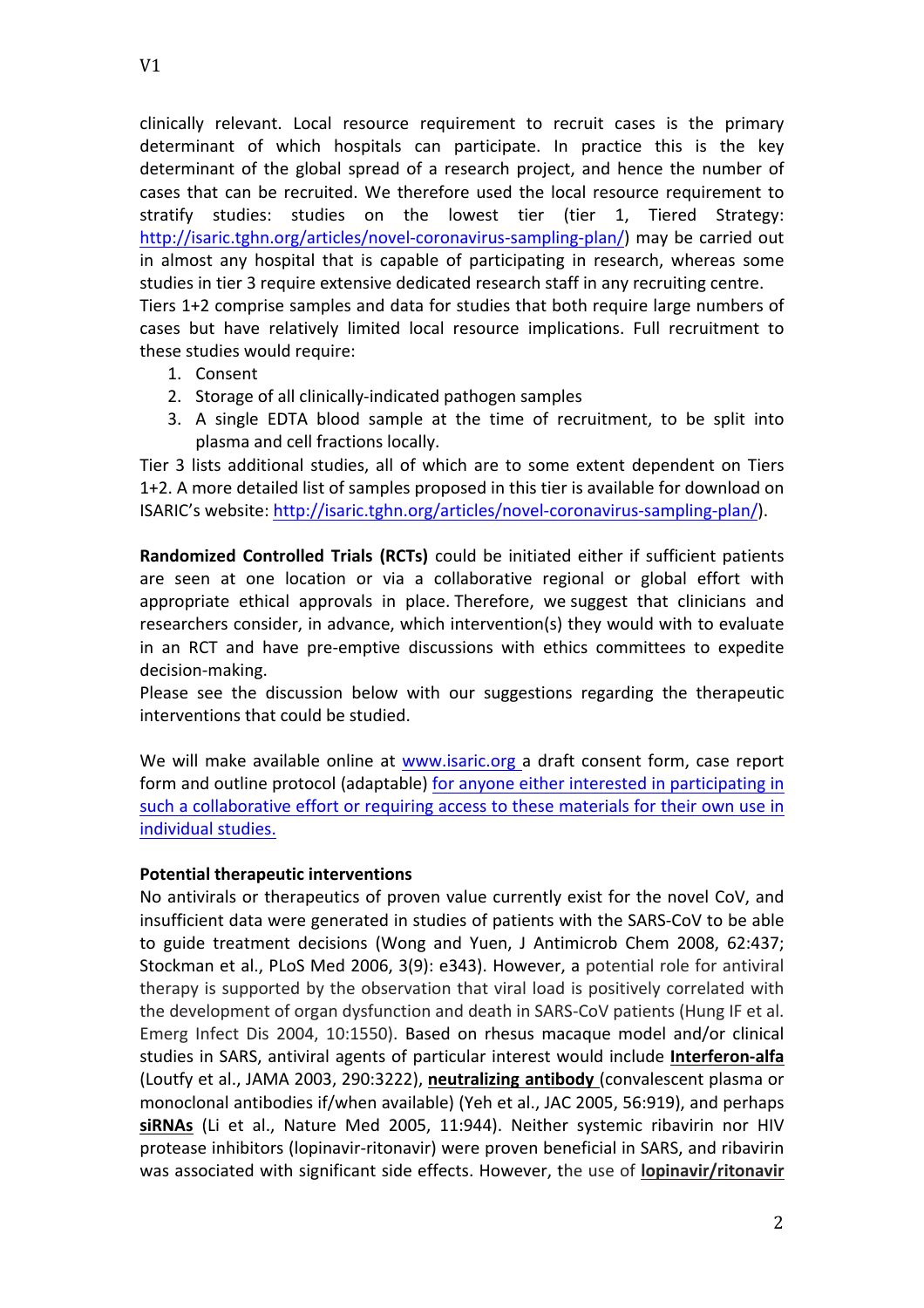clinically relevant. Local resource requirement to recruit cases is the primary determinant of which hospitals can participate. In practice this is the key determinant of the global spread of a research project, and hence the number of cases that can be recruited. We therefore used the local resource requirement to stratify studies: studies on the lowest tier (tier 1, Tiered Strategy: http://isaric.tghn.org/articles/novel-coronavirus-sampling-plan/) may be carried out in almost any hospital that is capable of participating in research, whereas some studies in tier 3 require extensive dedicated research staff in any recruiting centre.
Tiers 1+2 comprise samples and data for studies that both require large numbers of cases but have relatively limited local resource implications. Full recruitment to these studies would require:

1. Consent
2. Storage of all clinically-indicated pathogen samples
3. A single EDTA blood sample at the time of recruitment, to be split into plasma and cell fractions locally.

Tier 3 lists additional studies, all of which are to some extent dependent on Tiers 1+2. A more detailed list of samples proposed in this tier is available for download on ISARIC's website: http://isaric.tghn.org/articles/novel-coronavirus-sampling-plan/).

**Randomized Controlled Trials (RCTs)** could be initiated either if sufficient patients are seen at one location or via a collaborative regional or global effort with appropriate ethical approvals in place. Therefore, we suggest that clinicians and researchers consider, in advance, which intervention(s) they would with to evaluate in an RCT and have pre-emptive discussions with ethics committees to expedite decision-making.
Please see the discussion below with our suggestions regarding the therapeutic interventions that could be studied.

We will make available online at www.isaric.org a draft consent form, case report form and outline protocol (adaptable) for anyone either interested in participating in such a collaborative effort or requiring access to these materials for their own use in individual studies.

**Potential therapeutic interventions**

No antivirals or therapeutics of proven value currently exist for the novel CoV, and insufficient data were generated in studies of patients with the SARS-CoV to be able to guide treatment decisions (Wong and Yuen, J Antimicrob Chem 2008, 62:437; Stockman et al., PLoS Med 2006, 3(9): e343). However, a potential role for antiviral therapy is supported by the observation that viral load is positively correlated with the development of organ dysfunction and death in SARS-CoV patients (Hung IF et al. Emerg Infect Dis 2004, 10:1550). Based on rhesus macaque model and/or clinical studies in SARS, antiviral agents of particular interest would include **Interferon-alfa** (Loutfy et al., JAMA 2003, 290:3222), **neutralizing antibody** (convalescent plasma or monoclonal antibodies if/when available) (Yeh et al., JAC 2005, 56:919), and perhaps **siRNAs** (Li et al., Nature Med 2005, 11:944). Neither systemic ribavirin nor HIV protease inhibitors (lopinavir-ritonavir) were proven beneficial in SARS, and ribavirin was associated with significant side effects. However, the use of **lopinavir/ritonavir**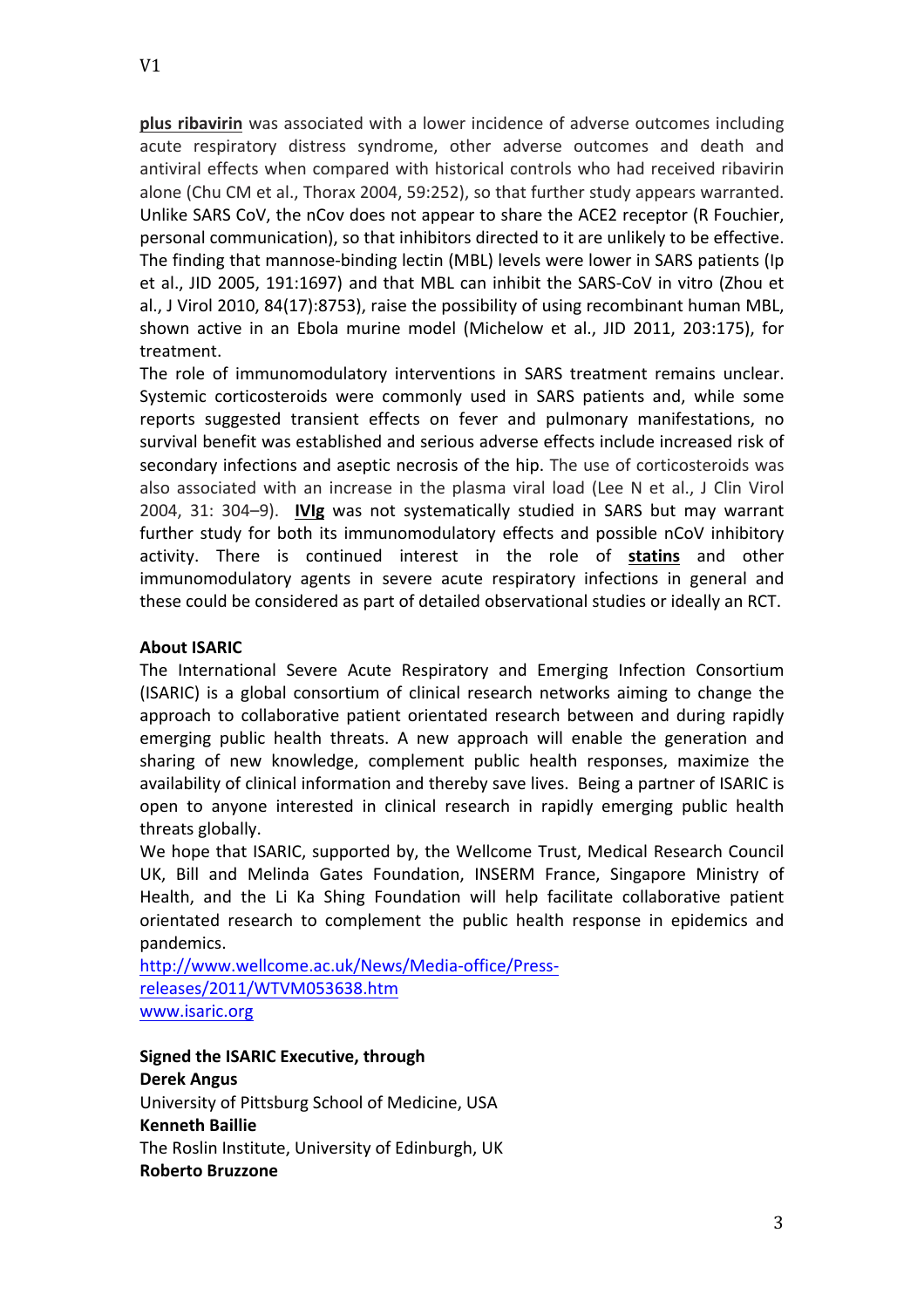**plus ribavirin** was associated with a lower incidence of adverse outcomes including acute respiratory distress syndrome, other adverse outcomes and death and antiviral effects when compared with historical controls who had received ribavirin alone (Chu CM et al., Thorax 2004, 59:252), so that further study appears warranted. Unlike SARS CoV, the nCov does not appear to share the ACE2 receptor (R Fouchier, personal communication), so that inhibitors directed to it are unlikely to be effective. The finding that mannose-binding lectin (MBL) levels were lower in SARS patients (Ip et al., JID 2005, 191:1697) and that MBL can inhibit the SARS-CoV in vitro (Zhou et al., J Virol 2010, 84(17):8753), raise the possibility of using recombinant human MBL, shown active in an Ebola murine model (Michelow et al., JID 2011, 203:175), for treatment.

The role of immunomodulatory interventions in SARS treatment remains unclear. Systemic corticosteroids were commonly used in SARS patients and, while some reports suggested transient effects on fever and pulmonary manifestations, no survival benefit was established and serious adverse effects include increased risk of secondary infections and aseptic necrosis of the hip. The use of corticosteroids was also associated with an increase in the plasma viral load (Lee N et al., J Clin Virol 2004, 31: 304–9). **IVIg** was not systematically studied in SARS but may warrant further study for both its immunomodulatory effects and possible nCoV inhibitory activity. There is continued interest in the role of **statins** and other immunomodulatory agents in severe acute respiratory infections in general and these could be considered as part of detailed observational studies or ideally an RCT.

**About ISARIC**

The International Severe Acute Respiratory and Emerging Infection Consortium (ISARIC) is a global consortium of clinical research networks aiming to change the approach to collaborative patient orientated research between and during rapidly emerging public health threats. A new approach will enable the generation and sharing of new knowledge, complement public health responses, maximize the availability of clinical information and thereby save lives. Being a partner of ISARIC is open to anyone interested in clinical research in rapidly emerging public health threats globally.

We hope that ISARIC, supported by, the Wellcome Trust, Medical Research Council UK, Bill and Melinda Gates Foundation, INSERM France, Singapore Ministry of Health, and the Li Ka Shing Foundation will help facilitate collaborative patient orientated research to complement the public health response in epidemics and pandemics.

http://www.wellcome.ac.uk/News/Media-office/Press-releases/2011/WTVM053638.htm
www.isaric.org

**Signed the ISARIC Executive, through**

**Derek Angus**
University of Pittsburg School of Medicine, USA

**Kenneth Baillie**
The Roslin Institute, University of Edinburgh, UK

**Roberto Bruzzone**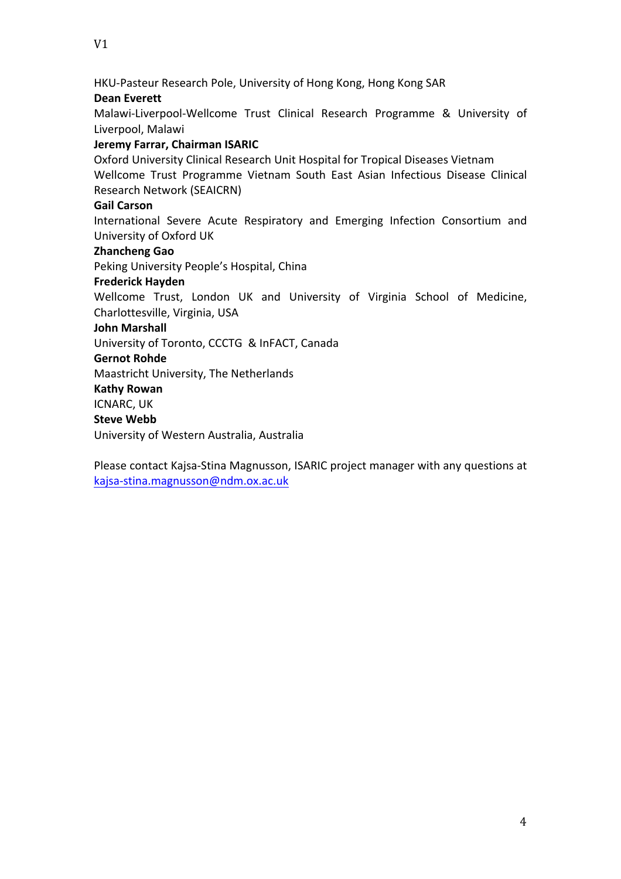HKU-Pasteur Research Pole, University of Hong Kong, Hong Kong SAR

**Dean Everett**

Malawi-Liverpool-Wellcome Trust Clinical Research Programme & University of Liverpool, Malawi

**Jeremy Farrar, Chairman ISARIC**

Oxford University Clinical Research Unit Hospital for Tropical Diseases Vietnam

Wellcome Trust Programme Vietnam South East Asian Infectious Disease Clinical Research Network (SEAICRN)

**Gail Carson**

International Severe Acute Respiratory and Emerging Infection Consortium and University of Oxford UK

**Zhancheng Gao**

Peking University People's Hospital, China

**Frederick Hayden**

Wellcome Trust, London UK and University of Virginia School of Medicine, Charlottesville, Virginia, USA

**John Marshall**

University of Toronto, CCCTG & InFACT, Canada

**Gernot Rohde**

Maastricht University, The Netherlands

**Kathy Rowan**

ICNARC, UK

**Steve Webb**

University of Western Australia, Australia

Please contact Kajsa-Stina Magnusson, ISARIC project manager with any questions at kajsa-stina.magnusson@ndm.ox.ac.uk